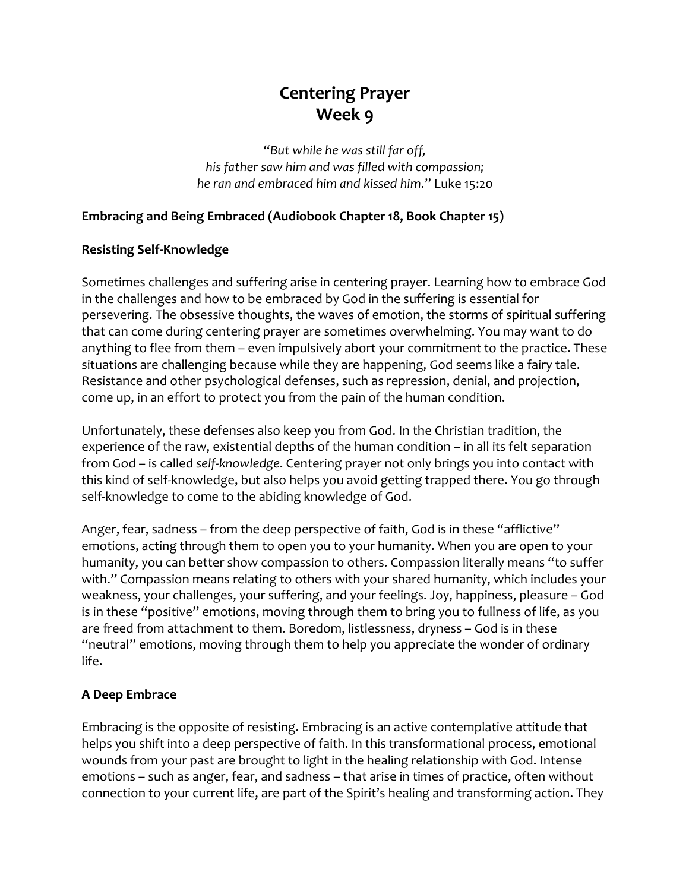# Centering Prayer
# Week 9

*"But while he was still far off,*
*his father saw him and was filled with compassion;*
*he ran and embraced him and kissed him."* Luke 15:20

**Embracing and Being Embraced (Audiobook Chapter 18, Book Chapter 15)**

**Resisting Self-Knowledge**

Sometimes challenges and suffering arise in centering prayer. Learning how to embrace God in the challenges and how to be embraced by God in the suffering is essential for persevering. The obsessive thoughts, the waves of emotion, the storms of spiritual suffering that can come during centering prayer are sometimes overwhelming. You may want to do anything to flee from them – even impulsively abort your commitment to the practice. These situations are challenging because while they are happening, God seems like a fairy tale. Resistance and other psychological defenses, such as repression, denial, and projection, come up, in an effort to protect you from the pain of the human condition.

Unfortunately, these defenses also keep you from God. In the Christian tradition, the experience of the raw, existential depths of the human condition – in all its felt separation from God – is called *self-knowledge*. Centering prayer not only brings you into contact with this kind of self-knowledge, but also helps you avoid getting trapped there. You go through self-knowledge to come to the abiding knowledge of God.

Anger, fear, sadness – from the deep perspective of faith, God is in these "afflictive" emotions, acting through them to open you to your humanity. When you are open to your humanity, you can better show compassion to others. Compassion literally means "to suffer with." Compassion means relating to others with your shared humanity, which includes your weakness, your challenges, your suffering, and your feelings. Joy, happiness, pleasure – God is in these "positive" emotions, moving through them to bring you to fullness of life, as you are freed from attachment to them. Boredom, listlessness, dryness – God is in these "neutral" emotions, moving through them to help you appreciate the wonder of ordinary life.

**A Deep Embrace**

Embracing is the opposite of resisting. Embracing is an active contemplative attitude that helps you shift into a deep perspective of faith. In this transformational process, emotional wounds from your past are brought to light in the healing relationship with God. Intense emotions – such as anger, fear, and sadness – that arise in times of practice, often without connection to your current life, are part of the Spirit's healing and transforming action. They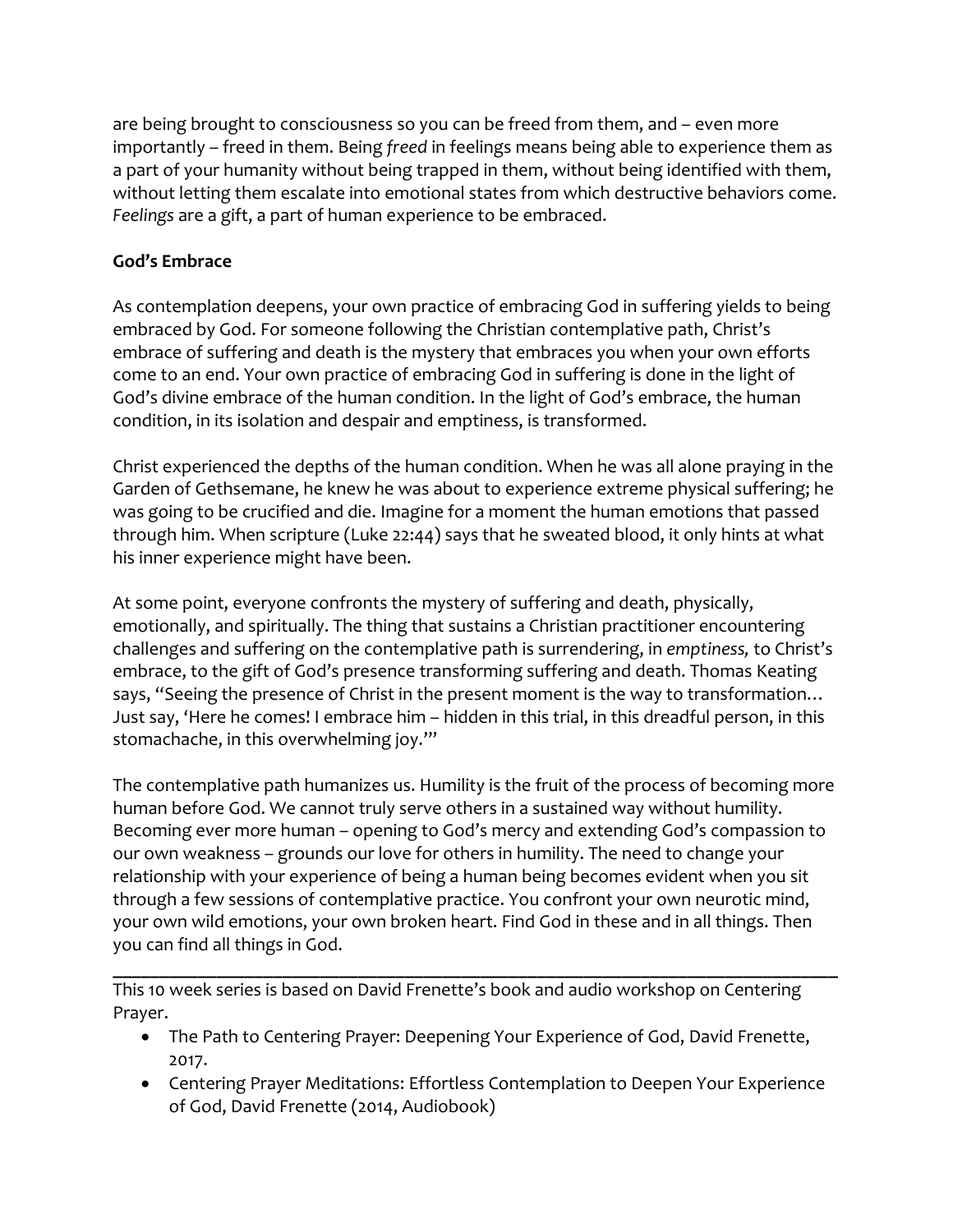are being brought to consciousness so you can be freed from them, and – even more importantly – freed in them. Being *freed* in feelings means being able to experience them as a part of your humanity without being trapped in them, without being identified with them, without letting them escalate into emotional states from which destructive behaviors come. *Feelings* are a gift, a part of human experience to be embraced.

**God's Embrace**

As contemplation deepens, your own practice of embracing God in suffering yields to being embraced by God. For someone following the Christian contemplative path, Christ's embrace of suffering and death is the mystery that embraces you when your own efforts come to an end. Your own practice of embracing God in suffering is done in the light of God's divine embrace of the human condition. In the light of God's embrace, the human condition, in its isolation and despair and emptiness, is transformed.

Christ experienced the depths of the human condition. When he was all alone praying in the Garden of Gethsemane, he knew he was about to experience extreme physical suffering; he was going to be crucified and die. Imagine for a moment the human emotions that passed through him. When scripture (Luke 22:44) says that he sweated blood, it only hints at what his inner experience might have been.

At some point, everyone confronts the mystery of suffering and death, physically, emotionally, and spiritually. The thing that sustains a Christian practitioner encountering challenges and suffering on the contemplative path is surrendering, in *emptiness,* to Christ's embrace, to the gift of God's presence transforming suffering and death. Thomas Keating says, "Seeing the presence of Christ in the present moment is the way to transformation… Just say, 'Here he comes! I embrace him – hidden in this trial, in this dreadful person, in this stomachache, in this overwhelming joy.'"

The contemplative path humanizes us. Humility is the fruit of the process of becoming more human before God. We cannot truly serve others in a sustained way without humility. Becoming ever more human – opening to God's mercy and extending God's compassion to our own weakness – grounds our love for others in humility. The need to change your relationship with your experience of being a human being becomes evident when you sit through a few sessions of contemplative practice. You confront your own neurotic mind, your own wild emotions, your own broken heart. Find God in these and in all things. Then you can find all things in God.

---

This 10 week series is based on David Frenette's book and audio workshop on Centering Prayer.

- The Path to Centering Prayer: Deepening Your Experience of God, David Frenette, 2017.
- Centering Prayer Meditations: Effortless Contemplation to Deepen Your Experience of God, David Frenette (2014, Audiobook)